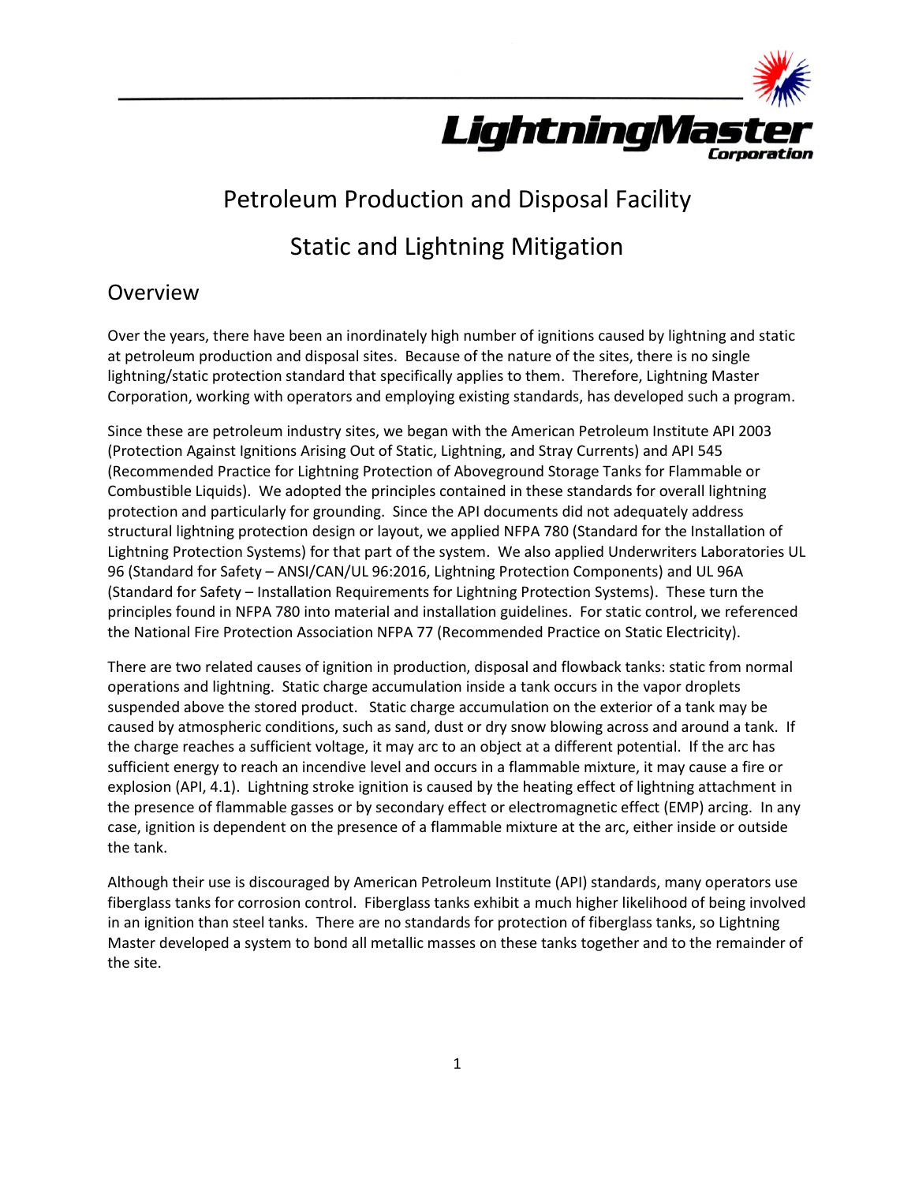# Petroleum Production and Disposal Facility

# Static and Lightning Mitigation

## Overview

Over the years, there have been an inordinately high number of ignitions caused by lightning and static at petroleum production and disposal sites. Because of the nature of the sites, there is no single lightning/static protection standard that specifically applies to them. Therefore, Lightning Master Corporation, working with operators and employing existing standards, has developed such a program.

Since these are petroleum industry sites, we began with the American Petroleum Institute API 2003 (Protection Against Ignitions Arising Out of Static, Lightning, and Stray Currents) and API 545 (Recommended Practice for Lightning Protection of Aboveground Storage Tanks for Flammable or Combustible Liquids). We adopted the principles contained in these standards for overall lightning protection and particularly for grounding. Since the API documents did not adequately address structural lightning protection design or layout, we applied NFPA 780 (Standard for the Installation of Lightning Protection Systems) for that part of the system. We also applied Underwriters Laboratories UL 96 (Standard for Safety – ANSI/CAN/UL 96:2016, Lightning Protection Components) and UL 96A (Standard for Safety – Installation Requirements for Lightning Protection Systems). These turn the principles found in NFPA 780 into material and installation guidelines. For static control, we referenced the National Fire Protection Association NFPA 77 (Recommended Practice on Static Electricity).

There are two related causes of ignition in production, disposal and flowback tanks: static from normal operations and lightning. Static charge accumulation inside a tank occurs in the vapor droplets suspended above the stored product. Static charge accumulation on the exterior of a tank may be caused by atmospheric conditions, such as sand, dust or dry snow blowing across and around a tank. If the charge reaches a sufficient voltage, it may arc to an object at a different potential. If the arc has sufficient energy to reach an incendive level and occurs in a flammable mixture, it may cause a fire or explosion (API, 4.1). Lightning stroke ignition is caused by the heating effect of lightning attachment in the presence of flammable gasses or by secondary effect or electromagnetic effect (EMP) arcing. In any case, ignition is dependent on the presence of a flammable mixture at the arc, either inside or outside the tank.

Although their use is discouraged by American Petroleum Institute (API) standards, many operators use fiberglass tanks for corrosion control. Fiberglass tanks exhibit a much higher likelihood of being involved in an ignition than steel tanks. There are no standards for protection of fiberglass tanks, so Lightning Master developed a system to bond all metallic masses on these tanks together and to the remainder of the site.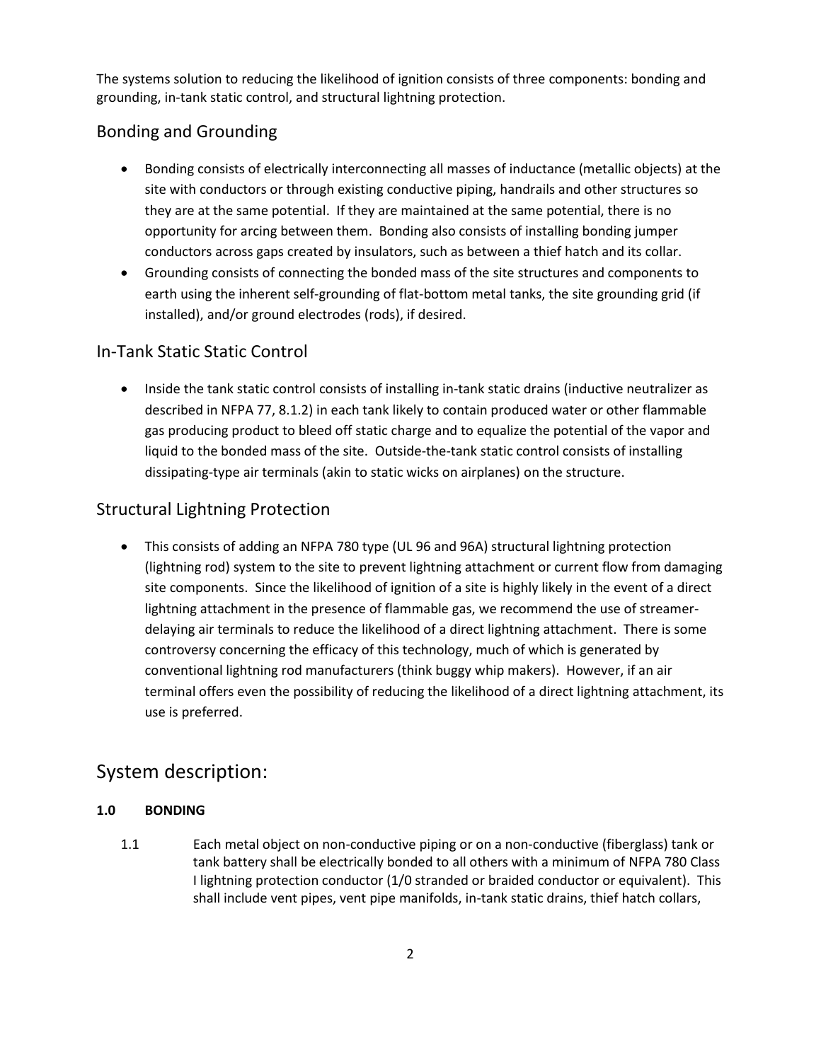The systems solution to reducing the likelihood of ignition consists of three components: bonding and grounding, in-tank static control, and structural lightning protection.

## Bonding and Grounding

- Bonding consists of electrically interconnecting all masses of inductance (metallic objects) at the site with conductors or through existing conductive piping, handrails and other structures so they are at the same potential. If they are maintained at the same potential, there is no opportunity for arcing between them. Bonding also consists of installing bonding jumper conductors across gaps created by insulators, such as between a thief hatch and its collar.
- Grounding consists of connecting the bonded mass of the site structures and components to earth using the inherent self-grounding of flat-bottom metal tanks, the site grounding grid (if installed), and/or ground electrodes (rods), if desired.

## In-Tank Static Static Control

- Inside the tank static control consists of installing in-tank static drains (inductive neutralizer as described in NFPA 77, 8.1.2) in each tank likely to contain produced water or other flammable gas producing product to bleed off static charge and to equalize the potential of the vapor and liquid to the bonded mass of the site. Outside-the-tank static control consists of installing dissipating-type air terminals (akin to static wicks on airplanes) on the structure.

## Structural Lightning Protection

- This consists of adding an NFPA 780 type (UL 96 and 96A) structural lightning protection (lightning rod) system to the site to prevent lightning attachment or current flow from damaging site components. Since the likelihood of ignition of a site is highly likely in the event of a direct lightning attachment in the presence of flammable gas, we recommend the use of streamer-delaying air terminals to reduce the likelihood of a direct lightning attachment. There is some controversy concerning the efficacy of this technology, much of which is generated by conventional lightning rod manufacturers (think buggy whip makers). However, if an air terminal offers even the possibility of reducing the likelihood of a direct lightning attachment, its use is preferred.

# System description:

**1.0 BONDING**

1.1 Each metal object on non-conductive piping or on a non-conductive (fiberglass) tank or tank battery shall be electrically bonded to all others with a minimum of NFPA 780 Class I lightning protection conductor (1/0 stranded or braided conductor or equivalent). This shall include vent pipes, vent pipe manifolds, in-tank static drains, thief hatch collars,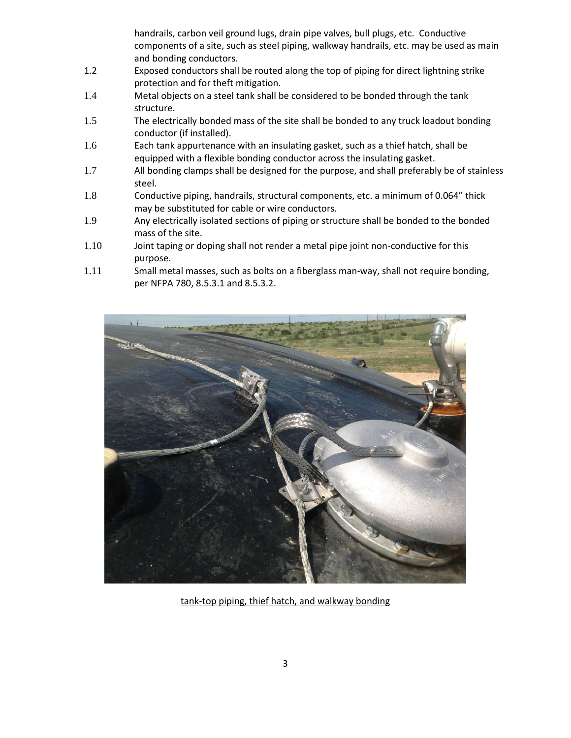handrails, carbon veil ground lugs, drain pipe valves, bull plugs, etc. Conductive components of a site, such as steel piping, walkway handrails, etc. may be used as main and bonding conductors.

1.2 Exposed conductors shall be routed along the top of piping for direct lightning strike protection and for theft mitigation.

1.4 Metal objects on a steel tank shall be considered to be bonded through the tank structure.

1.5 The electrically bonded mass of the site shall be bonded to any truck loadout bonding conductor (if installed).

1.6 Each tank appurtenance with an insulating gasket, such as a thief hatch, shall be equipped with a flexible bonding conductor across the insulating gasket.

1.7 All bonding clamps shall be designed for the purpose, and shall preferably be of stainless steel.

1.8 Conductive piping, handrails, structural components, etc. a minimum of 0.064" thick may be substituted for cable or wire conductors.

1.9 Any electrically isolated sections of piping or structure shall be bonded to the bonded mass of the site.

1.10 Joint taping or doping shall not render a metal pipe joint non-conductive for this purpose.

1.11 Small metal masses, such as bolts on a fiberglass man-way, shall not require bonding, per NFPA 780, 8.5.3.1 and 8.5.3.2.

tank-top piping, thief hatch, and walkway bonding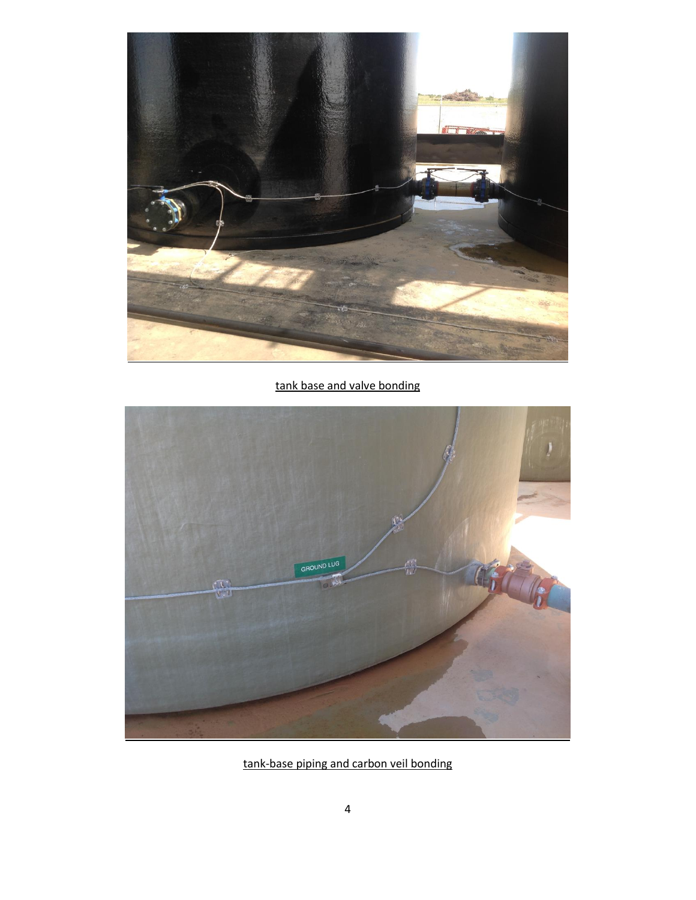tank base and valve bonding

tank-base piping and carbon veil bonding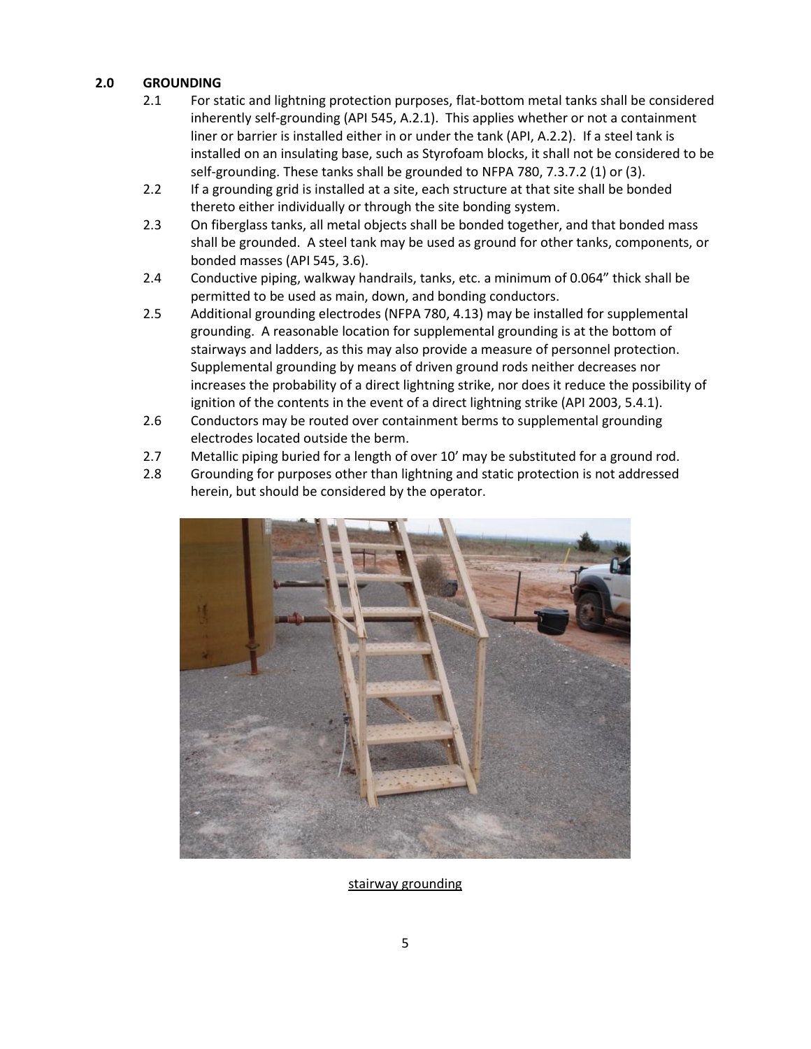## 2.0 GROUNDING

2.1 For static and lightning protection purposes, flat-bottom metal tanks shall be considered inherently self-grounding (API 545, A.2.1). This applies whether or not a containment liner or barrier is installed either in or under the tank (API, A.2.2). If a steel tank is installed on an insulating base, such as Styrofoam blocks, it shall not be considered to be self-grounding. These tanks shall be grounded to NFPA 780, 7.3.7.2 (1) or (3).

2.2 If a grounding grid is installed at a site, each structure at that site shall be bonded thereto either individually or through the site bonding system.

2.3 On fiberglass tanks, all metal objects shall be bonded together, and that bonded mass shall be grounded. A steel tank may be used as ground for other tanks, components, or bonded masses (API 545, 3.6).

2.4 Conductive piping, walkway handrails, tanks, etc. a minimum of 0.064" thick shall be permitted to be used as main, down, and bonding conductors.

2.5 Additional grounding electrodes (NFPA 780, 4.13) may be installed for supplemental grounding. A reasonable location for supplemental grounding is at the bottom of stairways and ladders, as this may also provide a measure of personnel protection. Supplemental grounding by means of driven ground rods neither decreases nor increases the probability of a direct lightning strike, nor does it reduce the possibility of ignition of the contents in the event of a direct lightning strike (API 2003, 5.4.1).

2.6 Conductors may be routed over containment berms to supplemental grounding electrodes located outside the berm.

2.7 Metallic piping buried for a length of over 10' may be substituted for a ground rod.

2.8 Grounding for purposes other than lightning and static protection is not addressed herein, but should be considered by the operator.

stairway grounding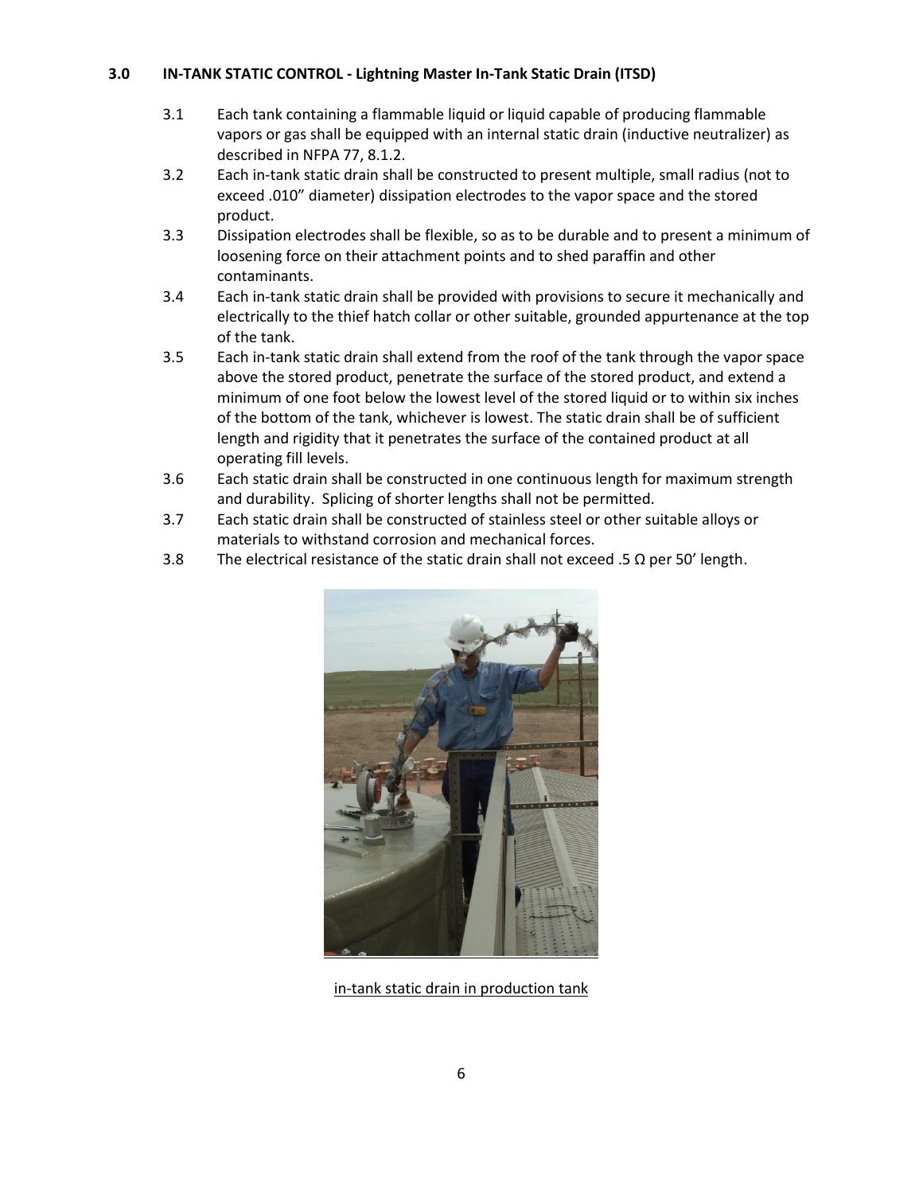### 3.0 IN-TANK STATIC CONTROL - Lightning Master In-Tank Static Drain (ITSD)

3.1 Each tank containing a flammable liquid or liquid capable of producing flammable vapors or gas shall be equipped with an internal static drain (inductive neutralizer) as described in NFPA 77, 8.1.2.

3.2 Each in-tank static drain shall be constructed to present multiple, small radius (not to exceed .010" diameter) dissipation electrodes to the vapor space and the stored product.

3.3 Dissipation electrodes shall be flexible, so as to be durable and to present a minimum of loosening force on their attachment points and to shed paraffin and other contaminants.

3.4 Each in-tank static drain shall be provided with provisions to secure it mechanically and electrically to the thief hatch collar or other suitable, grounded appurtenance at the top of the tank.

3.5 Each in-tank static drain shall extend from the roof of the tank through the vapor space above the stored product, penetrate the surface of the stored product, and extend a minimum of one foot below the lowest level of the stored liquid or to within six inches of the bottom of the tank, whichever is lowest. The static drain shall be of sufficient length and rigidity that it penetrates the surface of the contained product at all operating fill levels.

3.6 Each static drain shall be constructed in one continuous length for maximum strength and durability. Splicing of shorter lengths shall not be permitted.

3.7 Each static drain shall be constructed of stainless steel or other suitable alloys or materials to withstand corrosion and mechanical forces.

3.8 The electrical resistance of the static drain shall not exceed .5 Ω per 50' length.

in-tank static drain in production tank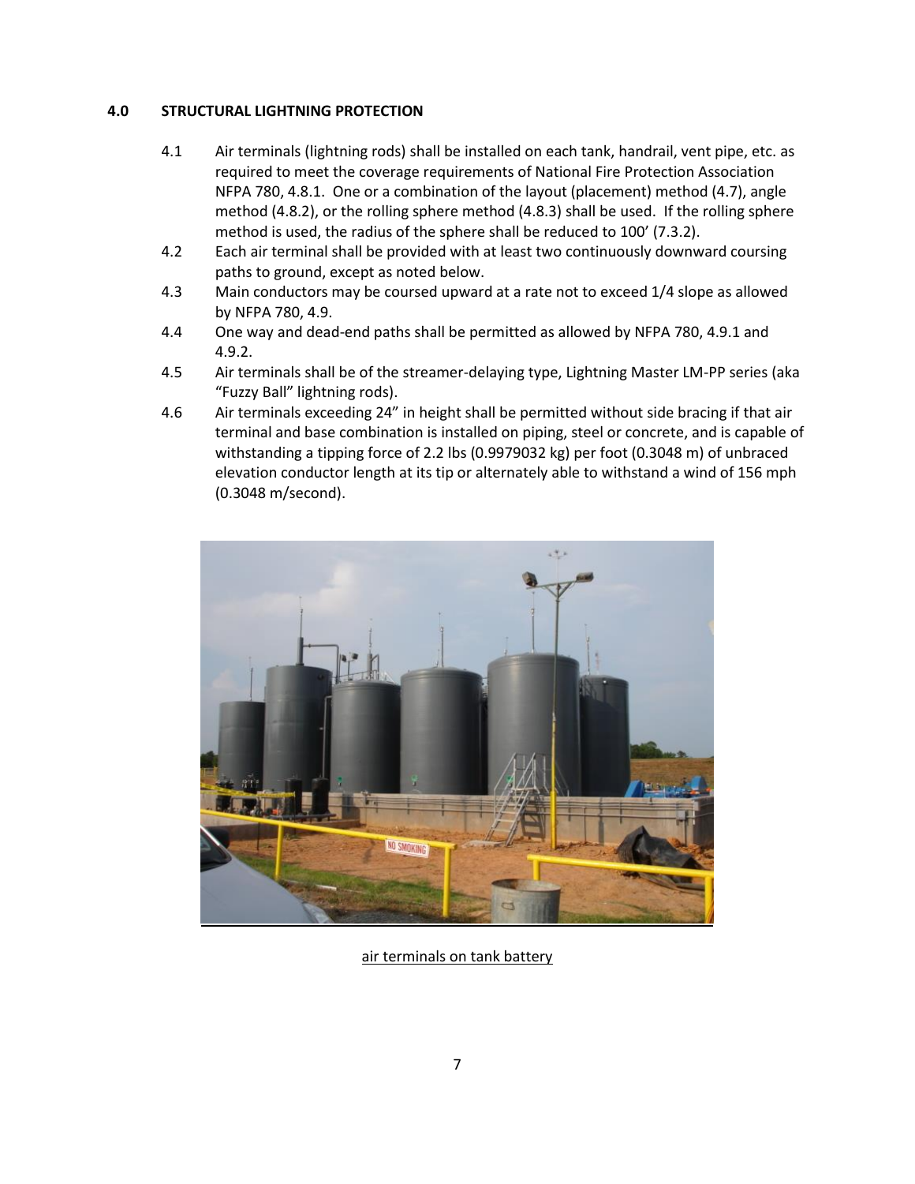## 4.0 STRUCTURAL LIGHTNING PROTECTION

4.1 Air terminals (lightning rods) shall be installed on each tank, handrail, vent pipe, etc. as required to meet the coverage requirements of National Fire Protection Association NFPA 780, 4.8.1. One or a combination of the layout (placement) method (4.7), angle method (4.8.2), or the rolling sphere method (4.8.3) shall be used. If the rolling sphere method is used, the radius of the sphere shall be reduced to 100' (7.3.2).

4.2 Each air terminal shall be provided with at least two continuously downward coursing paths to ground, except as noted below.

4.3 Main conductors may be coursed upward at a rate not to exceed 1/4 slope as allowed by NFPA 780, 4.9.

4.4 One way and dead-end paths shall be permitted as allowed by NFPA 780, 4.9.1 and 4.9.2.

4.5 Air terminals shall be of the streamer-delaying type, Lightning Master LM-PP series (aka "Fuzzy Ball" lightning rods).

4.6 Air terminals exceeding 24" in height shall be permitted without side bracing if that air terminal and base combination is installed on piping, steel or concrete, and is capable of withstanding a tipping force of 2.2 lbs (0.9979032 kg) per foot (0.3048 m) of unbraced elevation conductor length at its tip or alternately able to withstand a wind of 156 mph (0.3048 m/second).

air terminals on tank battery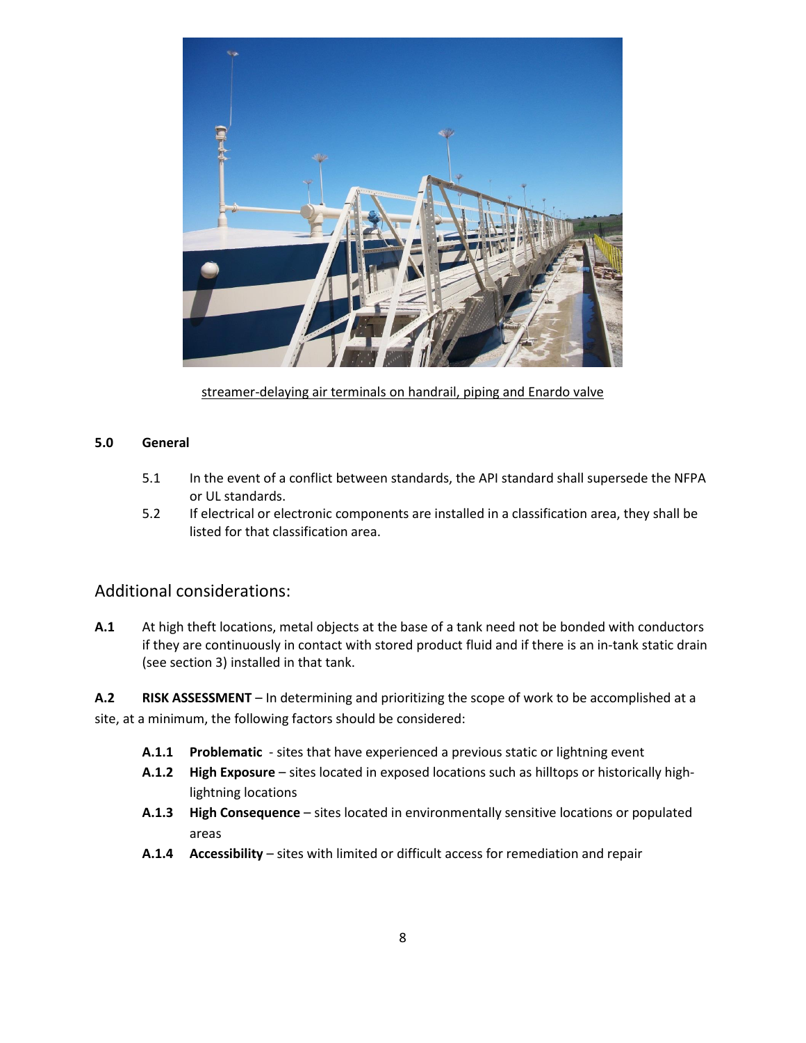streamer-delaying air terminals on handrail, piping and Enardo valve

**5.0 General**

5.1 In the event of a conflict between standards, the API standard shall supersede the NFPA or UL standards.

5.2 If electrical or electronic components are installed in a classification area, they shall be listed for that classification area.

## Additional considerations:

**A.1** At high theft locations, metal objects at the base of a tank need not be bonded with conductors if they are continuously in contact with stored product fluid and if there is an in-tank static drain (see section 3) installed in that tank.

**A.2 RISK ASSESSMENT** – In determining and prioritizing the scope of work to be accomplished at a site, at a minimum, the following factors should be considered:

- **A.1.1 Problematic** - sites that have experienced a previous static or lightning event
- **A.1.2 High Exposure** – sites located in exposed locations such as hilltops or historically high-lightning locations
- **A.1.3 High Consequence** – sites located in environmentally sensitive locations or populated areas
- **A.1.4 Accessibility** – sites with limited or difficult access for remediation and repair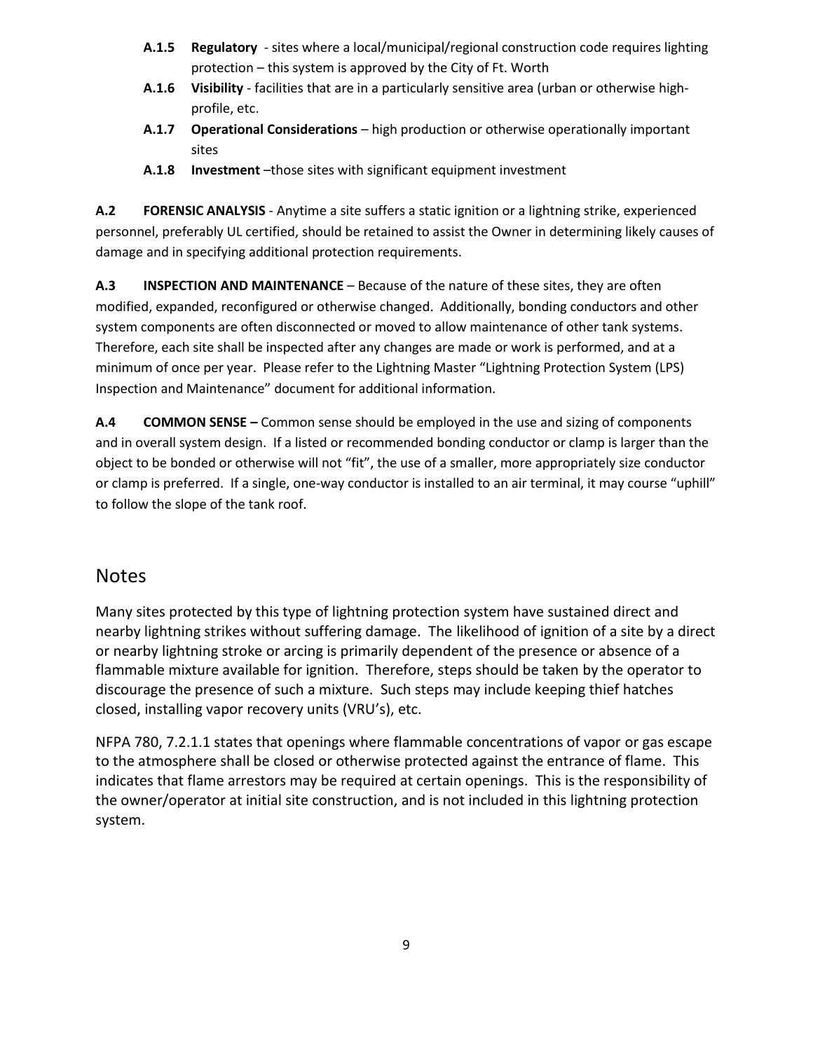- **A.1.5 Regulatory** - sites where a local/municipal/regional construction code requires lighting protection – this system is approved by the City of Ft. Worth
- **A.1.6 Visibility** - facilities that are in a particularly sensitive area (urban or otherwise high-profile, etc.
- **A.1.7 Operational Considerations** – high production or otherwise operationally important sites
- **A.1.8 Investment** –those sites with significant equipment investment

**A.2 FORENSIC ANALYSIS** - Anytime a site suffers a static ignition or a lightning strike, experienced personnel, preferably UL certified, should be retained to assist the Owner in determining likely causes of damage and in specifying additional protection requirements.

**A.3 INSPECTION AND MAINTENANCE** – Because of the nature of these sites, they are often modified, expanded, reconfigured or otherwise changed. Additionally, bonding conductors and other system components are often disconnected or moved to allow maintenance of other tank systems. Therefore, each site shall be inspected after any changes are made or work is performed, and at a minimum of once per year. Please refer to the Lightning Master "Lightning Protection System (LPS) Inspection and Maintenance" document for additional information.

**A.4 COMMON SENSE –** Common sense should be employed in the use and sizing of components and in overall system design. If a listed or recommended bonding conductor or clamp is larger than the object to be bonded or otherwise will not "fit", the use of a smaller, more appropriately size conductor or clamp is preferred. If a single, one-way conductor is installed to an air terminal, it may course "uphill" to follow the slope of the tank roof.

## Notes

Many sites protected by this type of lightning protection system have sustained direct and nearby lightning strikes without suffering damage. The likelihood of ignition of a site by a direct or nearby lightning stroke or arcing is primarily dependent of the presence or absence of a flammable mixture available for ignition. Therefore, steps should be taken by the operator to discourage the presence of such a mixture. Such steps may include keeping thief hatches closed, installing vapor recovery units (VRU's), etc.

NFPA 780, 7.2.1.1 states that openings where flammable concentrations of vapor or gas escape to the atmosphere shall be closed or otherwise protected against the entrance of flame. This indicates that flame arrestors may be required at certain openings. This is the responsibility of the owner/operator at initial site construction, and is not included in this lightning protection system.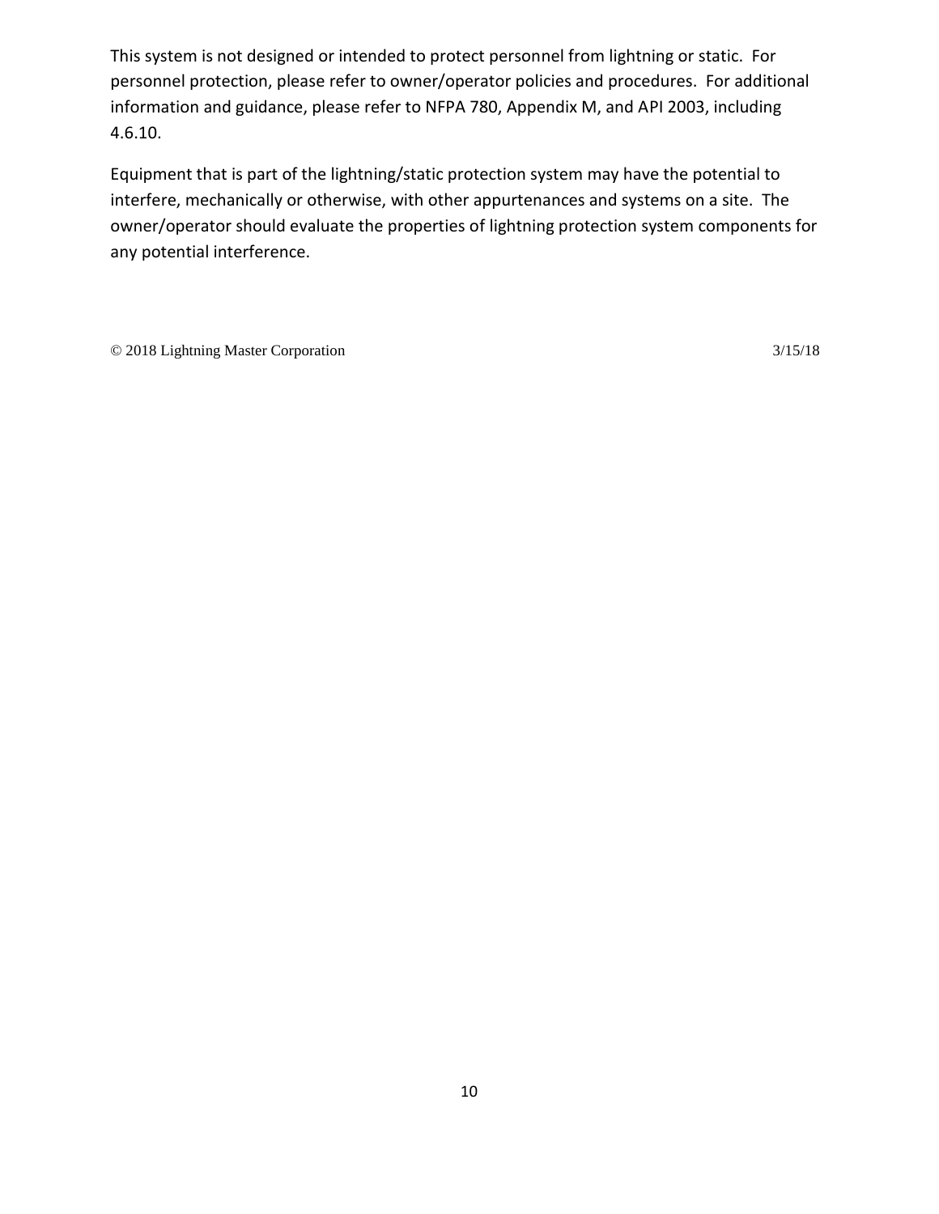This system is not designed or intended to protect personnel from lightning or static. For personnel protection, please refer to owner/operator policies and procedures. For additional information and guidance, please refer to NFPA 780, Appendix M, and API 2003, including 4.6.10.

Equipment that is part of the lightning/static protection system may have the potential to interfere, mechanically or otherwise, with other appurtenances and systems on a site. The owner/operator should evaluate the properties of lightning protection system components for any potential interference.

© 2018 Lightning Master Corporation 3/15/18